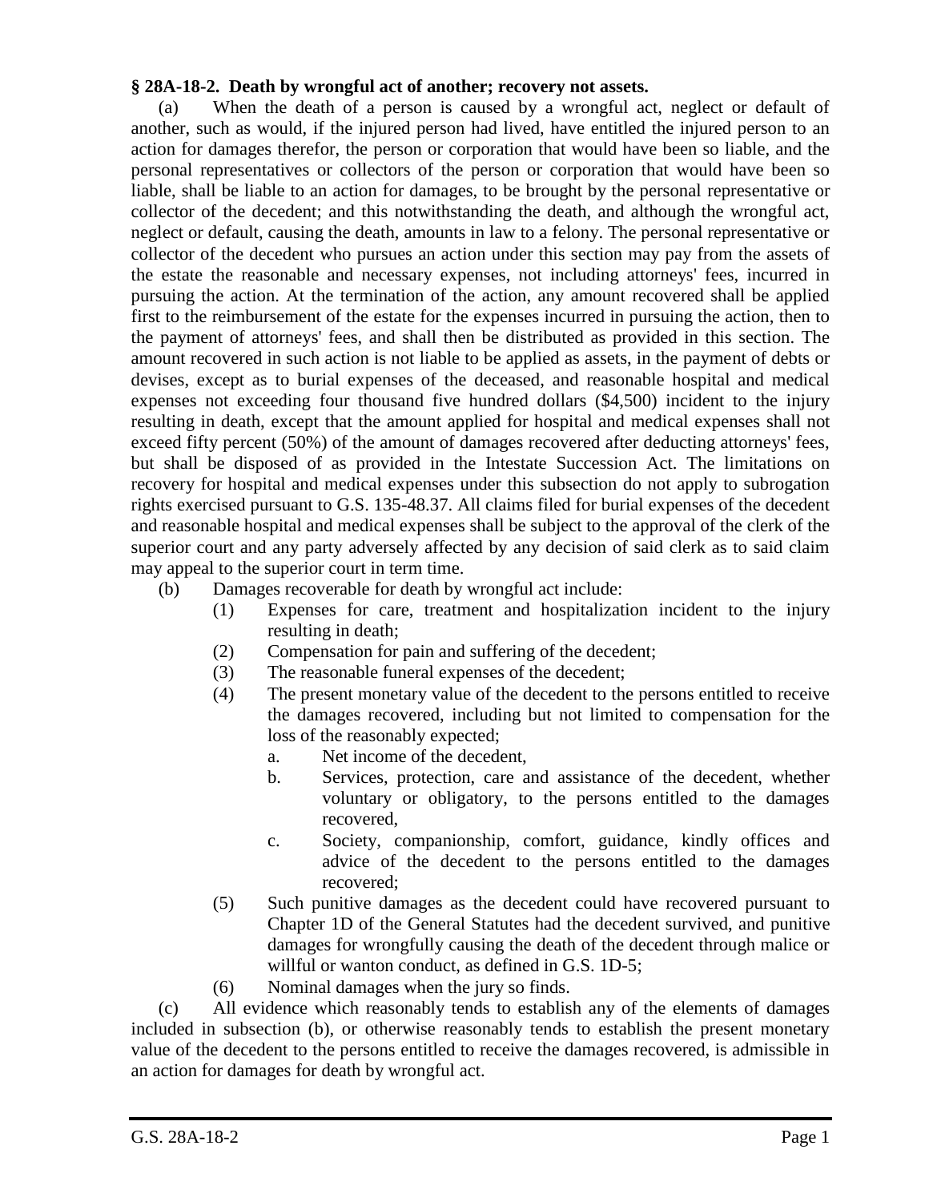**§ 28A-18-2. Death by wrongful act of another; recovery not assets.**

(a) When the death of a person is caused by a wrongful act, neglect or default of another, such as would, if the injured person had lived, have entitled the injured person to an action for damages therefor, the person or corporation that would have been so liable, and the personal representatives or collectors of the person or corporation that would have been so liable, shall be liable to an action for damages, to be brought by the personal representative or collector of the decedent; and this notwithstanding the death, and although the wrongful act, neglect or default, causing the death, amounts in law to a felony. The personal representative or collector of the decedent who pursues an action under this section may pay from the assets of the estate the reasonable and necessary expenses, not including attorneys' fees, incurred in pursuing the action. At the termination of the action, any amount recovered shall be applied first to the reimbursement of the estate for the expenses incurred in pursuing the action, then to the payment of attorneys' fees, and shall then be distributed as provided in this section. The amount recovered in such action is not liable to be applied as assets, in the payment of debts or devises, except as to burial expenses of the deceased, and reasonable hospital and medical expenses not exceeding four thousand five hundred dollars ($4,500) incident to the injury resulting in death, except that the amount applied for hospital and medical expenses shall not exceed fifty percent (50%) of the amount of damages recovered after deducting attorneys' fees, but shall be disposed of as provided in the Intestate Succession Act. The limitations on recovery for hospital and medical expenses under this subsection do not apply to subrogation rights exercised pursuant to G.S. 135-48.37. All claims filed for burial expenses of the decedent and reasonable hospital and medical expenses shall be subject to the approval of the clerk of the superior court and any party adversely affected by any decision of said clerk as to said claim may appeal to the superior court in term time.

(b) Damages recoverable for death by wrongful act include:

- (1) Expenses for care, treatment and hospitalization incident to the injury resulting in death;
- (2) Compensation for pain and suffering of the decedent;
- (3) The reasonable funeral expenses of the decedent;
- (4) The present monetary value of the decedent to the persons entitled to receive the damages recovered, including but not limited to compensation for the loss of the reasonably expected;
  - a. Net income of the decedent,
  - b. Services, protection, care and assistance of the decedent, whether voluntary or obligatory, to the persons entitled to the damages recovered,
  - c. Society, companionship, comfort, guidance, kindly offices and advice of the decedent to the persons entitled to the damages recovered;
- (5) Such punitive damages as the decedent could have recovered pursuant to Chapter 1D of the General Statutes had the decedent survived, and punitive damages for wrongfully causing the death of the decedent through malice or willful or wanton conduct, as defined in G.S. 1D-5;
- (6) Nominal damages when the jury so finds.

(c) All evidence which reasonably tends to establish any of the elements of damages included in subsection (b), or otherwise reasonably tends to establish the present monetary value of the decedent to the persons entitled to receive the damages recovered, is admissible in an action for damages for death by wrongful act.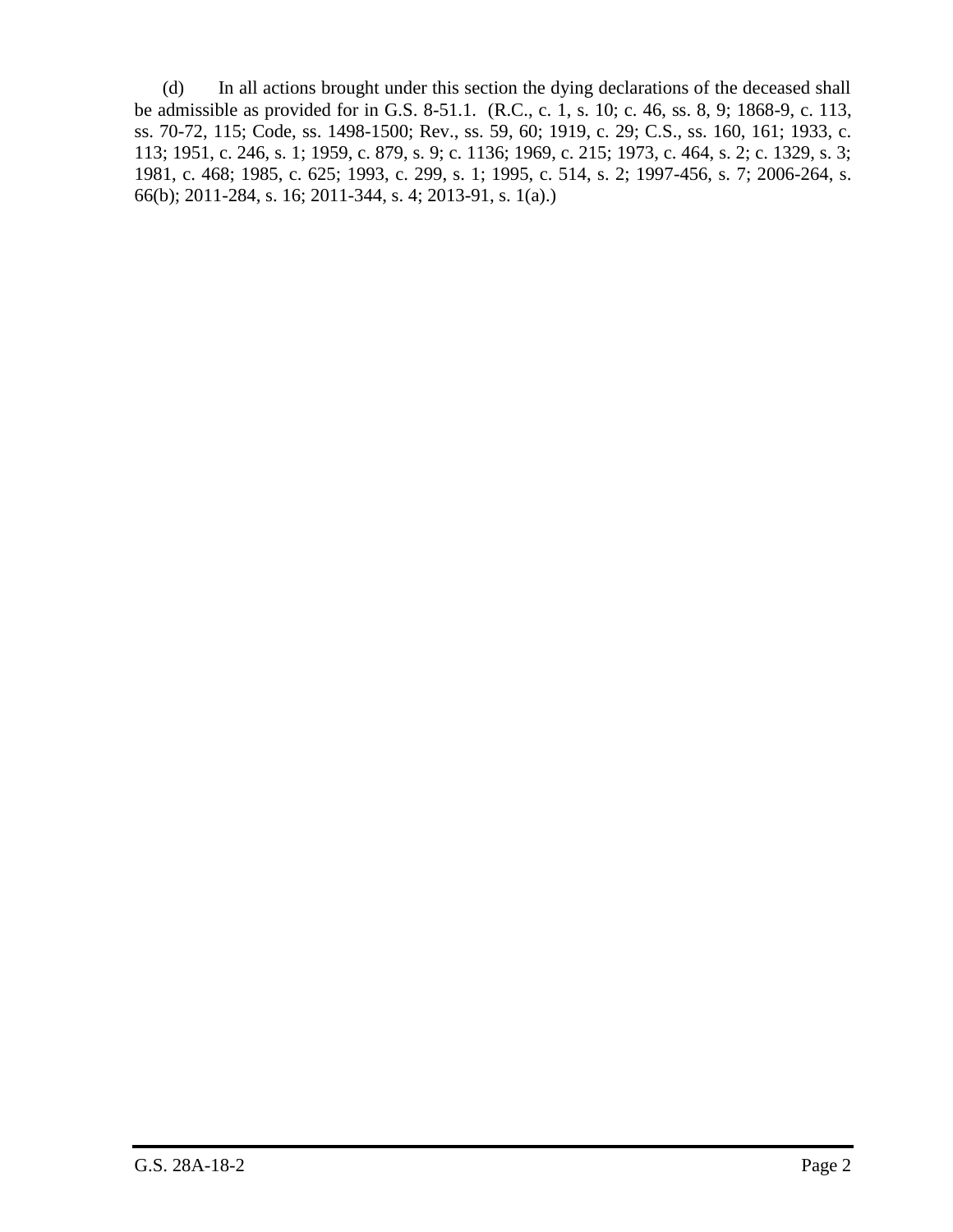(d) In all actions brought under this section the dying declarations of the deceased shall be admissible as provided for in G.S. 8-51.1. (R.C., c. 1, s. 10; c. 46, ss. 8, 9; 1868-9, c. 113, ss. 70-72, 115; Code, ss. 1498-1500; Rev., ss. 59, 60; 1919, c. 29; C.S., ss. 160, 161; 1933, c. 113; 1951, c. 246, s. 1; 1959, c. 879, s. 9; c. 1136; 1969, c. 215; 1973, c. 464, s. 2; c. 1329, s. 3; 1981, c. 468; 1985, c. 625; 1993, c. 299, s. 1; 1995, c. 514, s. 2; 1997-456, s. 7; 2006-264, s. 66(b); 2011-284, s. 16; 2011-344, s. 4; 2013-91, s. 1(a).)